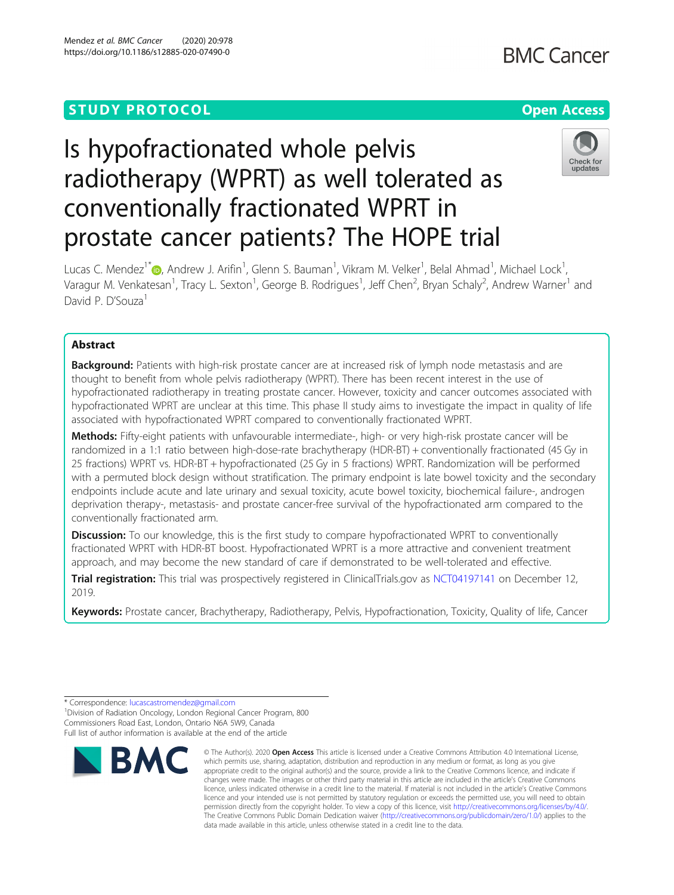STUDY PROTOCOL

Open Access

# Is hypofractionated whole pelvis radiotherapy (WPRT) as well tolerated as conventionally fractionated WPRT in prostate cancer patients? The HOPE trial

Lucas C. Mendez[1*], Andrew J. Arifin[1], Glenn S. Bauman[1], Vikram M. Velker[1], Belal Ahmad[1], Michael Lock[1], Varagur M. Venkatesan[1], Tracy L. Sexton[1], George B. Rodrigues[1], Jeff Chen[2], Bryan Schaly[2], Andrew Warner[1] and David P. D'Souza[1]

## Abstract

**Background:** Patients with high-risk prostate cancer are at increased risk of lymph node metastasis and are thought to benefit from whole pelvis radiotherapy (WPRT). There has been recent interest in the use of hypofractionated radiotherapy in treating prostate cancer. However, toxicity and cancer outcomes associated with hypofractionated WPRT are unclear at this time. This phase II study aims to investigate the impact in quality of life associated with hypofractionated WPRT compared to conventionally fractionated WPRT.

**Methods:** Fifty-eight patients with unfavourable intermediate-, high- or very high-risk prostate cancer will be randomized in a 1:1 ratio between high-dose-rate brachytherapy (HDR-BT) + conventionally fractionated (45 Gy in 25 fractions) WPRT vs. HDR-BT + hypofractionated (25 Gy in 5 fractions) WPRT. Randomization will be performed with a permuted block design without stratification. The primary endpoint is late bowel toxicity and the secondary endpoints include acute and late urinary and sexual toxicity, acute bowel toxicity, biochemical failure-, androgen deprivation therapy-, metastasis- and prostate cancer-free survival of the hypofractionated arm compared to the conventionally fractionated arm.

**Discussion:** To our knowledge, this is the first study to compare hypofractionated WPRT to conventionally fractionated WPRT with HDR-BT boost. Hypofractionated WPRT is a more attractive and convenient treatment approach, and may become the new standard of care if demonstrated to be well-tolerated and effective.

**Trial registration:** This trial was prospectively registered in ClinicalTrials.gov as NCT04197141 on December 12, 2019.

**Keywords:** Prostate cancer, Brachytherapy, Radiotherapy, Pelvis, Hypofractionation, Toxicity, Quality of life, Cancer

---

\* Correspondence: lucascastromendez@gmail.com
[1]Division of Radiation Oncology, London Regional Cancer Program, 800 Commissioners Road East, London, Ontario N6A 5W9, Canada
Full list of author information is available at the end of the article

© The Author(s). 2020 **Open Access** This article is licensed under a Creative Commons Attribution 4.0 International License, which permits use, sharing, adaptation, distribution and reproduction in any medium or format, as long as you give appropriate credit to the original author(s) and the source, provide a link to the Creative Commons licence, and indicate if changes were made. The images or other third party material in this article are included in the article's Creative Commons licence, unless indicated otherwise in a credit line to the material. If material is not included in the article's Creative Commons licence and your intended use is not permitted by statutory regulation or exceeds the permitted use, you will need to obtain permission directly from the copyright holder. To view a copy of this licence, visit http://creativecommons.org/licenses/by/4.0/. The Creative Commons Public Domain Dedication waiver (http://creativecommons.org/publicdomain/zero/1.0/) applies to the data made available in this article, unless otherwise stated in a credit line to the data.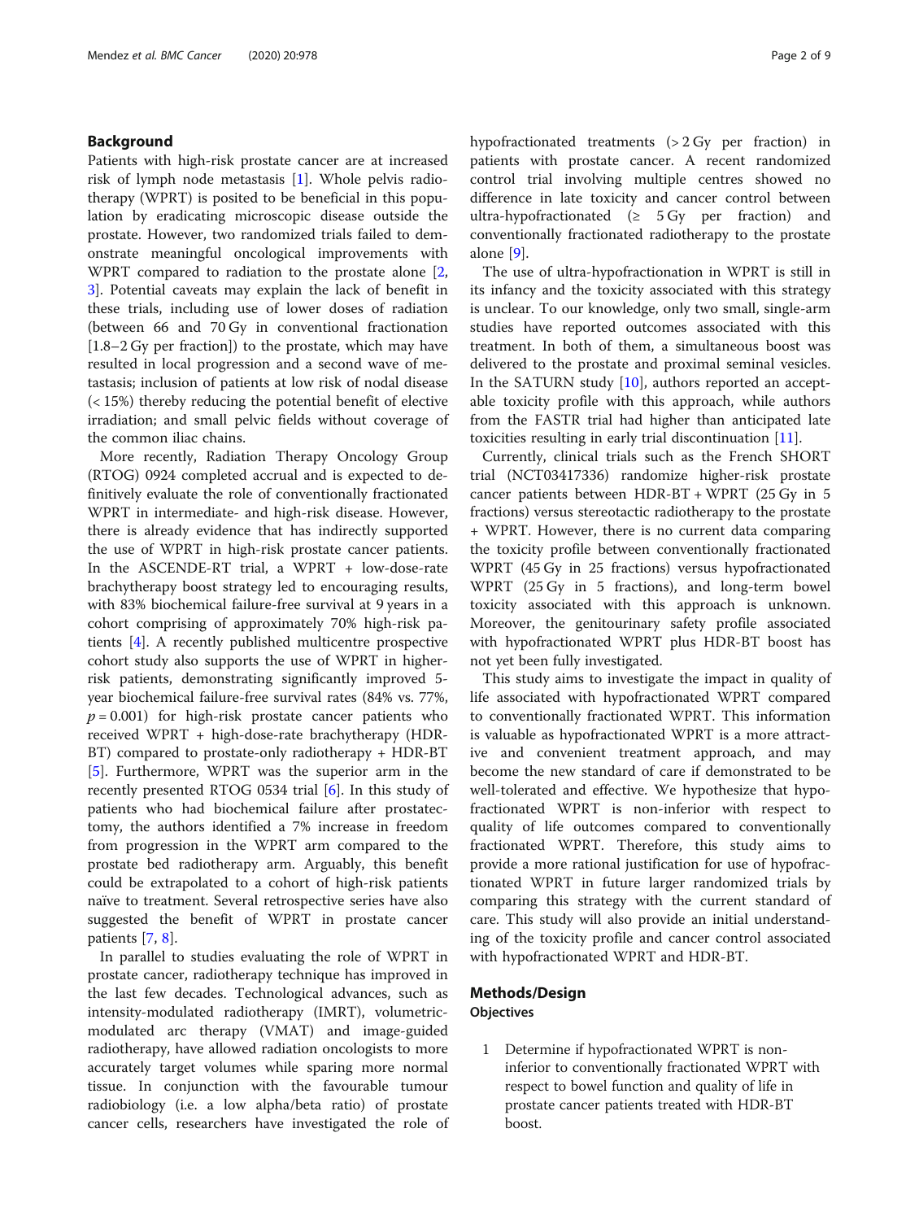## Background

Patients with high-risk prostate cancer are at increased risk of lymph node metastasis [1]. Whole pelvis radiotherapy (WPRT) is posited to be beneficial in this population by eradicating microscopic disease outside the prostate. However, two randomized trials failed to demonstrate meaningful oncological improvements with WPRT compared to radiation to the prostate alone [2, 3]. Potential caveats may explain the lack of benefit in these trials, including use of lower doses of radiation (between 66 and 70 Gy in conventional fractionation [1.8–2 Gy per fraction]) to the prostate, which may have resulted in local progression and a second wave of metastasis; inclusion of patients at low risk of nodal disease (< 15%) thereby reducing the potential benefit of elective irradiation; and small pelvic fields without coverage of the common iliac chains.

More recently, Radiation Therapy Oncology Group (RTOG) 0924 completed accrual and is expected to definitively evaluate the role of conventionally fractionated WPRT in intermediate- and high-risk disease. However, there is already evidence that has indirectly supported the use of WPRT in high-risk prostate cancer patients. In the ASCENDE-RT trial, a WPRT + low-dose-rate brachytherapy boost strategy led to encouraging results, with 83% biochemical failure-free survival at 9 years in a cohort comprising of approximately 70% high-risk patients [4]. A recently published multicentre prospective cohort study also supports the use of WPRT in higher-risk patients, demonstrating significantly improved 5-year biochemical failure-free survival rates (84% vs. 77%, $p = 0.001$) for high-risk prostate cancer patients who received WPRT + high-dose-rate brachytherapy (HDR-BT) compared to prostate-only radiotherapy + HDR-BT [5]. Furthermore, WPRT was the superior arm in the recently presented RTOG 0534 trial [6]. In this study of patients who had biochemical failure after prostatectomy, the authors identified a 7% increase in freedom from progression in the WPRT arm compared to the prostate bed radiotherapy arm. Arguably, this benefit could be extrapolated to a cohort of high-risk patients naïve to treatment. Several retrospective series have also suggested the benefit of WPRT in prostate cancer patients [7, 8].

In parallel to studies evaluating the role of WPRT in prostate cancer, radiotherapy technique has improved in the last few decades. Technological advances, such as intensity-modulated radiotherapy (IMRT), volumetric-modulated arc therapy (VMAT) and image-guided radiotherapy, have allowed radiation oncologists to more accurately target volumes while sparing more normal tissue. In conjunction with the favourable tumour radiobiology (i.e. a low alpha/beta ratio) of prostate cancer cells, researchers have investigated the role of hypofractionated treatments (> 2 Gy per fraction) in patients with prostate cancer. A recent randomized control trial involving multiple centres showed no difference in late toxicity and cancer control between ultra-hypofractionated (≥ 5 Gy per fraction) and conventionally fractionated radiotherapy to the prostate alone [9].

The use of ultra-hypofractionation in WPRT is still in its infancy and the toxicity associated with this strategy is unclear. To our knowledge, only two small, single-arm studies have reported outcomes associated with this treatment. In both of them, a simultaneous boost was delivered to the prostate and proximal seminal vesicles. In the SATURN study [10], authors reported an acceptable toxicity profile with this approach, while authors from the FASTR trial had higher than anticipated late toxicities resulting in early trial discontinuation [11].

Currently, clinical trials such as the French SHORT trial (NCT03417336) randomize higher-risk prostate cancer patients between HDR-BT + WPRT (25 Gy in 5 fractions) versus stereotactic radiotherapy to the prostate + WPRT. However, there is no current data comparing the toxicity profile between conventionally fractionated WPRT (45 Gy in 25 fractions) versus hypofractionated WPRT (25 Gy in 5 fractions), and long-term bowel toxicity associated with this approach is unknown. Moreover, the genitourinary safety profile associated with hypofractionated WPRT plus HDR-BT boost has not yet been fully investigated.

This study aims to investigate the impact in quality of life associated with hypofractionated WPRT compared to conventionally fractionated WPRT. This information is valuable as hypofractionated WPRT is a more attractive and convenient treatment approach, and may become the new standard of care if demonstrated to be well-tolerated and effective. We hypothesize that hypofractionated WPRT is non-inferior with respect to quality of life outcomes compared to conventionally fractionated WPRT. Therefore, this study aims to provide a more rational justification for use of hypofractionated WPRT in future larger randomized trials by comparing this strategy with the current standard of care. This study will also provide an initial understanding of the toxicity profile and cancer control associated with hypofractionated WPRT and HDR-BT.

## Methods/Design

### Objectives

1. Determine if hypofractionated WPRT is non-inferior to conventionally fractionated WPRT with respect to bowel function and quality of life in prostate cancer patients treated with HDR-BT boost.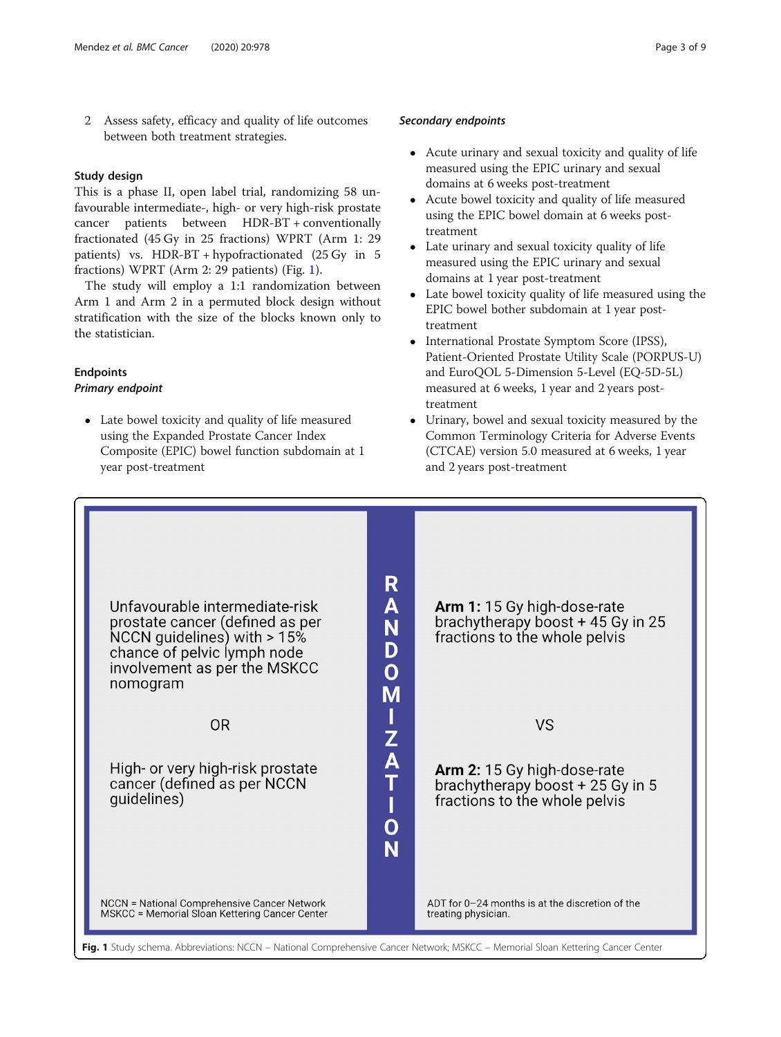2. Assess safety, efficacy and quality of life outcomes between both treatment strategies.

### Study design

This is a phase II, open label trial, randomizing 58 unfavourable intermediate-, high- or very high-risk prostate cancer patients between HDR-BT + conventionally fractionated (45 Gy in 25 fractions) WPRT (Arm 1: 29 patients) vs. HDR-BT + hypofractionated (25 Gy in 5 fractions) WPRT (Arm 2: 29 patients) (Fig. 1).

The study will employ a 1:1 randomization between Arm 1 and Arm 2 in a permuted block design without stratification with the size of the blocks known only to the statistician.

### Endpoints

#### *Primary endpoint*

- Late bowel toxicity and quality of life measured using the Expanded Prostate Cancer Index Composite (EPIC) bowel function subdomain at 1 year post-treatment

#### *Secondary endpoints*

- Acute urinary and sexual toxicity and quality of life measured using the EPIC urinary and sexual domains at 6 weeks post-treatment
- Acute bowel toxicity and quality of life measured using the EPIC bowel domain at 6 weeks post-treatment
- Late urinary and sexual toxicity quality of life measured using the EPIC urinary and sexual domains at 1 year post-treatment
- Late bowel toxicity quality of life measured using the EPIC bowel bother subdomain at 1 year post-treatment
- International Prostate Symptom Score (IPSS), Patient-Oriented Prostate Utility Scale (PORPUS-U) and EuroQOL 5-Dimension 5-Level (EQ-5D-5L) measured at 6 weeks, 1 year and 2 years post-treatment
- Urinary, bowel and sexual toxicity measured by the Common Terminology Criteria for Adverse Events (CTCAE) version 5.0 measured at 6 weeks, 1 year and 2 years post-treatment

| | | |
|---|---|---|
| Unfavourable intermediate-risk prostate cancer (defined as per NCCN guidelines) with > 15% chance of pelvic lymph node involvement as per the MSKCC nomogram | RANDOMIZATION | **Arm 1:** 15 Gy high-dose-rate brachytherapy boost + 45 Gy in 25 fractions to the whole pelvis |
| OR | | VS |
| High- or very high-risk prostate cancer (defined as per NCCN guidelines) | | **Arm 2:** 15 Gy high-dose-rate brachytherapy boost + 25 Gy in 5 fractions to the whole pelvis |
| NCCN = National Comprehensive Cancer Network<br>MSKCC = Memorial Sloan Kettering Cancer Center | | ADT for 0–24 months is at the discretion of the treating physician. |

**Fig. 1** Study schema. Abbreviations: NCCN – National Comprehensive Cancer Network; MSKCC – Memorial Sloan Kettering Cancer Center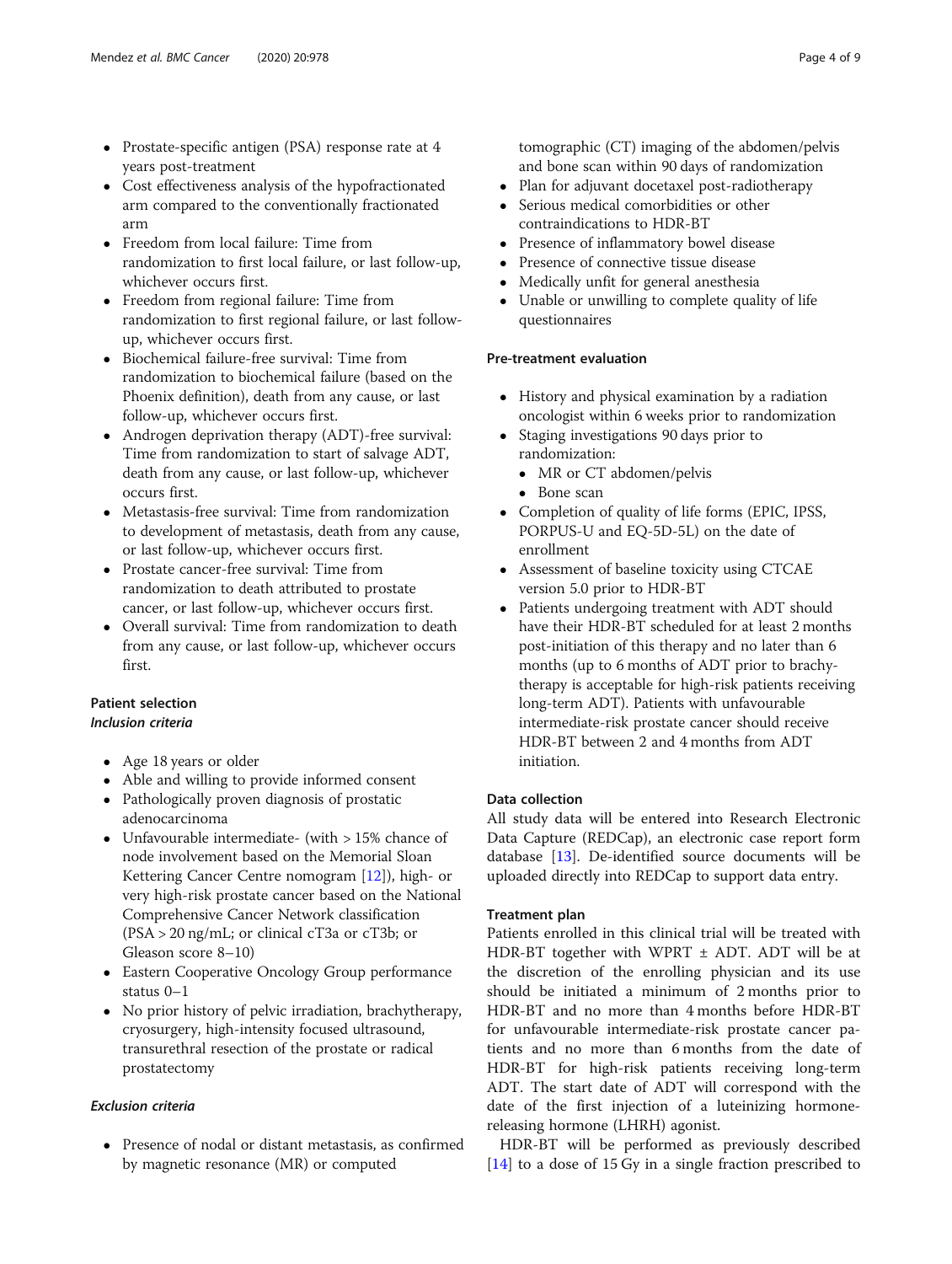- Prostate-specific antigen (PSA) response rate at 4 years post-treatment
- Cost effectiveness analysis of the hypofractionated arm compared to the conventionally fractionated arm
- Freedom from local failure: Time from randomization to first local failure, or last follow-up, whichever occurs first.
- Freedom from regional failure: Time from randomization to first regional failure, or last follow-up, whichever occurs first.
- Biochemical failure-free survival: Time from randomization to biochemical failure (based on the Phoenix definition), death from any cause, or last follow-up, whichever occurs first.
- Androgen deprivation therapy (ADT)-free survival: Time from randomization to start of salvage ADT, death from any cause, or last follow-up, whichever occurs first.
- Metastasis-free survival: Time from randomization to development of metastasis, death from any cause, or last follow-up, whichever occurs first.
- Prostate cancer-free survival: Time from randomization to death attributed to prostate cancer, or last follow-up, whichever occurs first.
- Overall survival: Time from randomization to death from any cause, or last follow-up, whichever occurs first.

### Patient selection

#### *Inclusion criteria*

- Age 18 years or older
- Able and willing to provide informed consent
- Pathologically proven diagnosis of prostatic adenocarcinoma
- Unfavourable intermediate- (with > 15% chance of node involvement based on the Memorial Sloan Kettering Cancer Centre nomogram [12]), high- or very high-risk prostate cancer based on the National Comprehensive Cancer Network classification (PSA > 20 ng/mL; or clinical cT3a or cT3b; or Gleason score 8–10)
- Eastern Cooperative Oncology Group performance status 0–1
- No prior history of pelvic irradiation, brachytherapy, cryosurgery, high-intensity focused ultrasound, transurethral resection of the prostate or radical prostatectomy

#### *Exclusion criteria*

- Presence of nodal or distant metastasis, as confirmed by magnetic resonance (MR) or computed tomographic (CT) imaging of the abdomen/pelvis and bone scan within 90 days of randomization
- Plan for adjuvant docetaxel post-radiotherapy
- Serious medical comorbidities or other contraindications to HDR-BT
- Presence of inflammatory bowel disease
- Presence of connective tissue disease
- Medically unfit for general anesthesia
- Unable or unwilling to complete quality of life questionnaires

### Pre-treatment evaluation

- History and physical examination by a radiation oncologist within 6 weeks prior to randomization
- Staging investigations 90 days prior to randomization:
  - MR or CT abdomen/pelvis
  - Bone scan
- Completion of quality of life forms (EPIC, IPSS, PORPUS-U and EQ-5D-5L) on the date of enrollment
- Assessment of baseline toxicity using CTCAE version 5.0 prior to HDR-BT
- Patients undergoing treatment with ADT should have their HDR-BT scheduled for at least 2 months post-initiation of this therapy and no later than 6 months (up to 6 months of ADT prior to brachytherapy is acceptable for high-risk patients receiving long-term ADT). Patients with unfavourable intermediate-risk prostate cancer should receive HDR-BT between 2 and 4 months from ADT initiation.

### Data collection

All study data will be entered into Research Electronic Data Capture (REDCap), an electronic case report form database [13]. De-identified source documents will be uploaded directly into REDCap to support data entry.

### Treatment plan

Patients enrolled in this clinical trial will be treated with HDR-BT together with WPRT ± ADT. ADT will be at the discretion of the enrolling physician and its use should be initiated a minimum of 2 months prior to HDR-BT and no more than 4 months before HDR-BT for unfavourable intermediate-risk prostate cancer patients and no more than 6 months from the date of HDR-BT for high-risk patients receiving long-term ADT. The start date of ADT will correspond with the date of the first injection of a luteinizing hormone-releasing hormone (LHRH) agonist.

HDR-BT will be performed as previously described [14] to a dose of 15 Gy in a single fraction prescribed to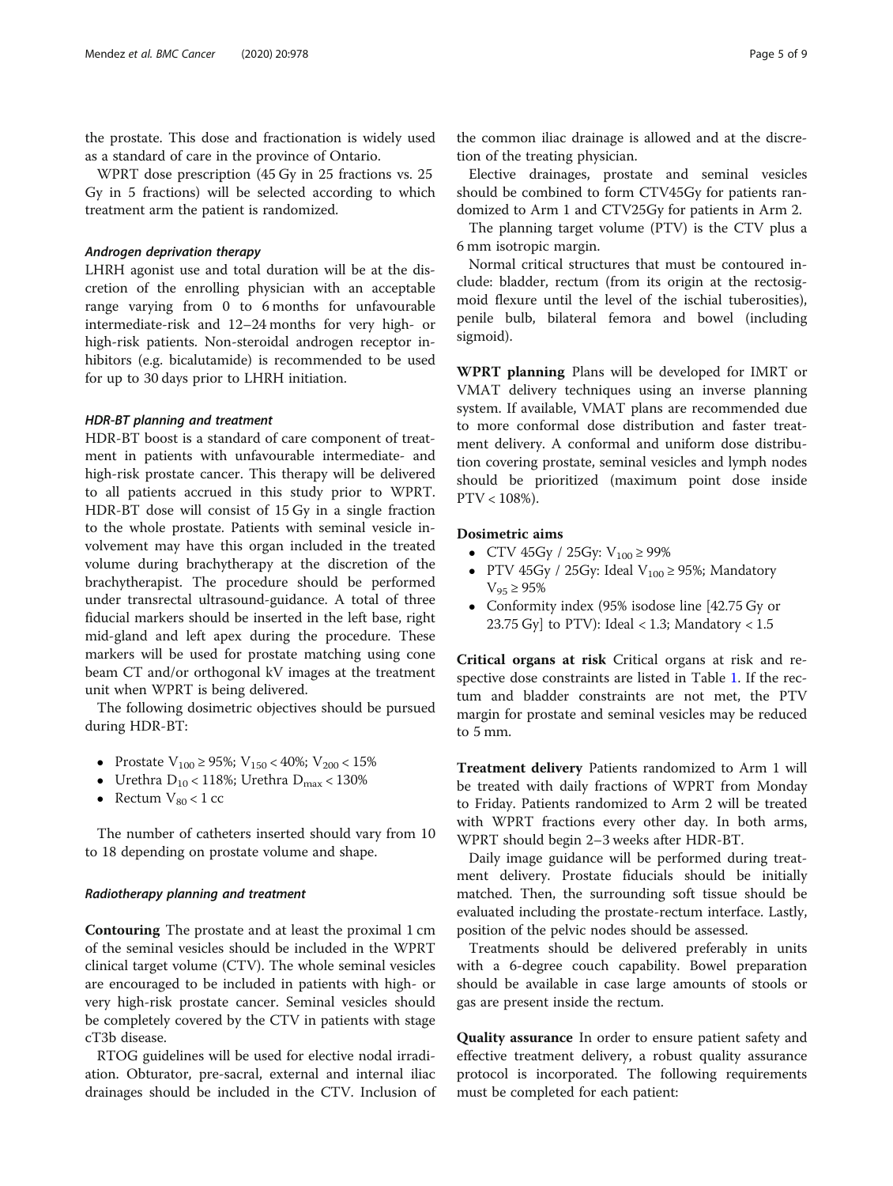the prostate. This dose and fractionation is widely used as a standard of care in the province of Ontario.

WPRT dose prescription (45 Gy in 25 fractions vs. 25 Gy in 5 fractions) will be selected according to which treatment arm the patient is randomized.

#### *Androgen deprivation therapy*

LHRH agonist use and total duration will be at the discretion of the enrolling physician with an acceptable range varying from 0 to 6 months for unfavourable intermediate-risk and 12–24 months for very high- or high-risk patients. Non-steroidal androgen receptor inhibitors (e.g. bicalutamide) is recommended to be used for up to 30 days prior to LHRH initiation.

#### *HDR-BT planning and treatment*

HDR-BT boost is a standard of care component of treatment in patients with unfavourable intermediate- and high-risk prostate cancer. This therapy will be delivered to all patients accrued in this study prior to WPRT. HDR-BT dose will consist of 15 Gy in a single fraction to the whole prostate. Patients with seminal vesicle involvement may have this organ included in the treated volume during brachytherapy at the discretion of the brachytherapist. The procedure should be performed under transrectal ultrasound-guidance. A total of three fiducial markers should be inserted in the left base, right mid-gland and left apex during the procedure. These markers will be used for prostate matching using cone beam CT and/or orthogonal kV images at the treatment unit when WPRT is being delivered.

The following dosimetric objectives should be pursued during HDR-BT:

- Prostate $V_{100} \geq 95\%$; $V_{150} < 40\%$; $V_{200} < 15\%$
- Urethra $D_{10} < 118\%$; Urethra $D_{max} < 130\%$
- Rectum $V_{80} < 1$ cc

The number of catheters inserted should vary from 10 to 18 depending on prostate volume and shape.

#### *Radiotherapy planning and treatment*

**Contouring** The prostate and at least the proximal 1 cm of the seminal vesicles should be included in the WPRT clinical target volume (CTV). The whole seminal vesicles are encouraged to be included in patients with high- or very high-risk prostate cancer. Seminal vesicles should be completely covered by the CTV in patients with stage cT3b disease.

RTOG guidelines will be used for elective nodal irradiation. Obturator, pre-sacral, external and internal iliac drainages should be included in the CTV. Inclusion of the common iliac drainage is allowed and at the discretion of the treating physician.

Elective drainages, prostate and seminal vesicles should be combined to form CTV45Gy for patients randomized to Arm 1 and CTV25Gy for patients in Arm 2.

The planning target volume (PTV) is the CTV plus a 6 mm isotropic margin.

Normal critical structures that must be contoured include: bladder, rectum (from its origin at the rectosigmoid flexure until the level of the ischial tuberosities), penile bulb, bilateral femora and bowel (including sigmoid).

**WPRT planning** Plans will be developed for IMRT or VMAT delivery techniques using an inverse planning system. If available, VMAT plans are recommended due to more conformal dose distribution and faster treatment delivery. A conformal and uniform dose distribution covering prostate, seminal vesicles and lymph nodes should be prioritized (maximum point dose inside PTV < 108%).

### Dosimetric aims

- CTV 45Gy / 25Gy: $V_{100} \geq 99\%$
- PTV 45Gy / 25Gy: Ideal $V_{100} \geq 95\%$; Mandatory $V_{95} \geq 95\%$
- Conformity index (95% isodose line [42.75 Gy or 23.75 Gy] to PTV): Ideal < 1.3; Mandatory < 1.5

**Critical organs at risk** Critical organs at risk and respective dose constraints are listed in Table 1. If the rectum and bladder constraints are not met, the PTV margin for prostate and seminal vesicles may be reduced to 5 mm.

**Treatment delivery** Patients randomized to Arm 1 will be treated with daily fractions of WPRT from Monday to Friday. Patients randomized to Arm 2 will be treated with WPRT fractions every other day. In both arms, WPRT should begin 2–3 weeks after HDR-BT.

Daily image guidance will be performed during treatment delivery. Prostate fiducials should be initially matched. Then, the surrounding soft tissue should be evaluated including the prostate-rectum interface. Lastly, position of the pelvic nodes should be assessed.

Treatments should be delivered preferably in units with a 6-degree couch capability. Bowel preparation should be available in case large amounts of stools or gas are present inside the rectum.

**Quality assurance** In order to ensure patient safety and effective treatment delivery, a robust quality assurance protocol is incorporated. The following requirements must be completed for each patient: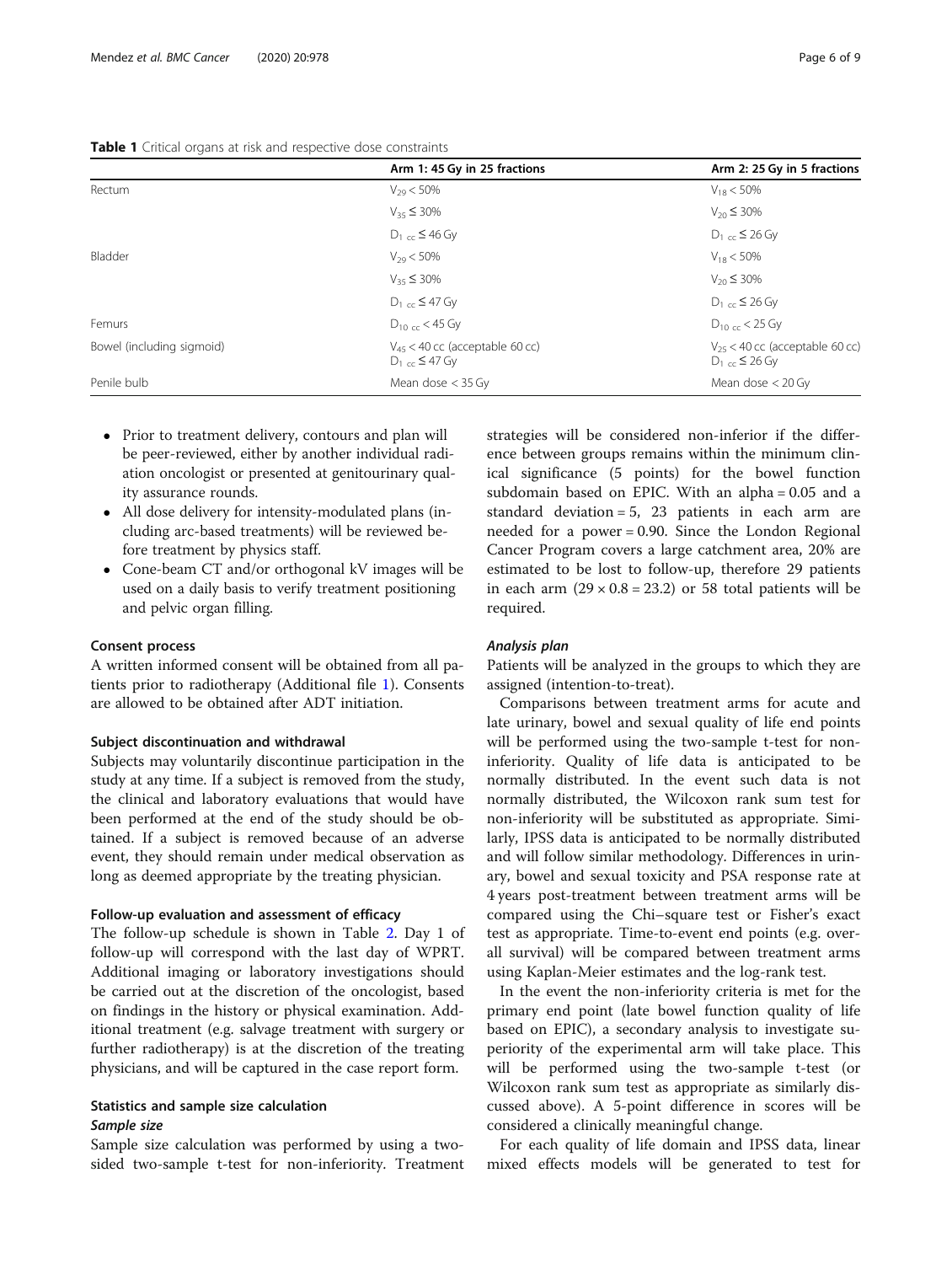**Table 1** Critical organs at risk and respective dose constraints

| | Arm 1: 45 Gy in 25 fractions | Arm 2: 25 Gy in 5 fractions |
|---|---|---|
| Rectum | $V_{29} < 50\%$ | $V_{18} < 50\%$ |
| | $V_{35} \leq 30\%$ | $V_{20} \leq 30\%$ |
| | $D_{1\ cc} \leq 46$ Gy | $D_{1\ cc} \leq 26$ Gy |
| Bladder | $V_{29} < 50\%$ | $V_{18} < 50\%$ |
| | $V_{35} \leq 30\%$ | $V_{20} \leq 30\%$ |
| | $D_{1\ cc} \leq 47$ Gy | $D_{1\ cc} \leq 26$ Gy |
| Femurs | $D_{10\ cc} < 45$ Gy | $D_{10\ cc} < 25$ Gy |
| Bowel (including sigmoid) | $V_{45} < 40$ cc (acceptable 60 cc) $D_{1\ cc} \leq 47$ Gy | $V_{25} < 40$ cc (acceptable 60 cc) $D_{1\ cc} \leq 26$ Gy |
| Penile bulb | Mean dose < 35 Gy | Mean dose < 20 Gy |

- Prior to treatment delivery, contours and plan will be peer-reviewed, either by another individual radiation oncologist or presented at genitourinary quality assurance rounds.
- All dose delivery for intensity-modulated plans (including arc-based treatments) will be reviewed before treatment by physics staff.
- Cone-beam CT and/or orthogonal kV images will be used on a daily basis to verify treatment positioning and pelvic organ filling.

### Consent process

A written informed consent will be obtained from all patients prior to radiotherapy (Additional file 1). Consents are allowed to be obtained after ADT initiation.

### Subject discontinuation and withdrawal

Subjects may voluntarily discontinue participation in the study at any time. If a subject is removed from the study, the clinical and laboratory evaluations that would have been performed at the end of the study should be obtained. If a subject is removed because of an adverse event, they should remain under medical observation as long as deemed appropriate by the treating physician.

### Follow-up evaluation and assessment of efficacy

The follow-up schedule is shown in Table 2. Day 1 of follow-up will correspond with the last day of WPRT. Additional imaging or laboratory investigations should be carried out at the discretion of the oncologist, based on findings in the history or physical examination. Additional treatment (e.g. salvage treatment with surgery or further radiotherapy) is at the discretion of the treating physicians, and will be captured in the case report form.

### Statistics and sample size calculation

#### *Sample size*

Sample size calculation was performed by using a two-sided two-sample t-test for non-inferiority. Treatment strategies will be considered non-inferior if the difference between groups remains within the minimum clinical significance (5 points) for the bowel function subdomain based on EPIC. With an alpha = 0.05 and a standard deviation = 5, 23 patients in each arm are needed for a power = 0.90. Since the London Regional Cancer Program covers a large catchment area, 20% are estimated to be lost to follow-up, therefore 29 patients in each arm ($29 \times 0.8 = 23.2$) or 58 total patients will be required.

#### *Analysis plan*

Patients will be analyzed in the groups to which they are assigned (intention-to-treat).

Comparisons between treatment arms for acute and late urinary, bowel and sexual quality of life end points will be performed using the two-sample t-test for non-inferiority. Quality of life data is anticipated to be normally distributed. In the event such data is not normally distributed, the Wilcoxon rank sum test for non-inferiority will be substituted as appropriate. Similarly, IPSS data is anticipated to be normally distributed and will follow similar methodology. Differences in urinary, bowel and sexual toxicity and PSA response rate at 4 years post-treatment between treatment arms will be compared using the Chi–square test or Fisher's exact test as appropriate. Time-to-event end points (e.g. overall survival) will be compared between treatment arms using Kaplan-Meier estimates and the log-rank test.

In the event the non-inferiority criteria is met for the primary end point (late bowel function quality of life based on EPIC), a secondary analysis to investigate superiority of the experimental arm will take place. This will be performed using the two-sample t-test (or Wilcoxon rank sum test as appropriate as similarly discussed above). A 5-point difference in scores will be considered a clinically meaningful change.

For each quality of life domain and IPSS data, linear mixed effects models will be generated to test for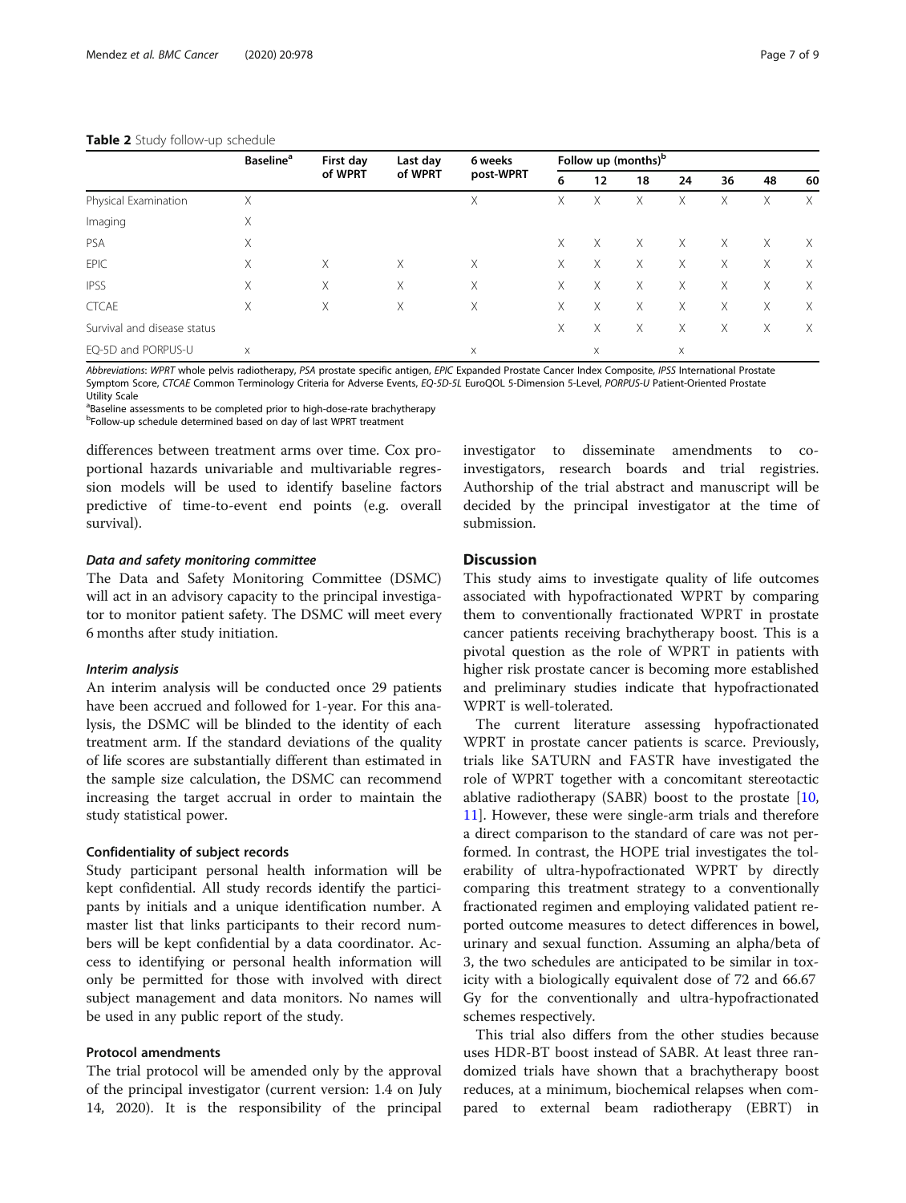**Table 2** Study follow-up schedule

| | Baseline[a] | First day of WPRT | Last day of WPRT | 6 weeks post-WPRT | Follow up (months)[b] | | | | | | |
|---|---|---|---|---|---|---|---|---|---|---|---|
| | | | | | 6 | 12 | 18 | 24 | 36 | 48 | 60 |
| Physical Examination | X | | | X | X | X | X | X | X | X | X |
| Imaging | X | | | | | | | | | | |
| PSA | X | | | | X | X | X | X | X | X | X |
| EPIC | X | X | X | X | X | X | X | X | X | X | X |
| IPSS | X | X | X | X | X | X | X | X | X | X | X |
| CTCAE | X | X | X | X | X | X | X | X | X | X | X |
| Survival and disease status | | | | | X | X | X | X | X | X | X |
| EQ-5D and PORPUS-U | X | | | X | | X | | X | | | |

*Abbreviations*: *WPRT* whole pelvis radiotherapy, *PSA* prostate specific antigen, *EPIC* Expanded Prostate Cancer Index Composite, *IPSS* International Prostate Symptom Score, *CTCAE* Common Terminology Criteria for Adverse Events, *EQ-5D-5L* EuroQOL 5-Dimension 5-Level, *PORPUS-U* Patient-Oriented Prostate Utility Scale

[a]Baseline assessments to be completed prior to high-dose-rate brachytherapy

[b]Follow-up schedule determined based on day of last WPRT treatment

differences between treatment arms over time. Cox proportional hazards univariable and multivariable regression models will be used to identify baseline factors predictive of time-to-event end points (e.g. overall survival).

#### *Data and safety monitoring committee*

The Data and Safety Monitoring Committee (DSMC) will act in an advisory capacity to the principal investigator to monitor patient safety. The DSMC will meet every 6 months after study initiation.

#### *Interim analysis*

An interim analysis will be conducted once 29 patients have been accrued and followed for 1-year. For this analysis, the DSMC will be blinded to the identity of each treatment arm. If the standard deviations of the quality of life scores are substantially different than estimated in the sample size calculation, the DSMC can recommend increasing the target accrual in order to maintain the study statistical power.

### Confidentiality of subject records

Study participant personal health information will be kept confidential. All study records identify the participants by initials and a unique identification number. A master list that links participants to their record numbers will be kept confidential by a data coordinator. Access to identifying or personal health information will only be permitted for those with involved with direct subject management and data monitors. No names will be used in any public report of the study.

### Protocol amendments

The trial protocol will be amended only by the approval of the principal investigator (current version: 1.4 on July 14, 2020). It is the responsibility of the principal investigator to disseminate amendments to co-investigators, research boards and trial registries. Authorship of the trial abstract and manuscript will be decided by the principal investigator at the time of submission.

## Discussion

This study aims to investigate quality of life outcomes associated with hypofractionated WPRT by comparing them to conventionally fractionated WPRT in prostate cancer patients receiving brachytherapy boost. This is a pivotal question as the role of WPRT in patients with higher risk prostate cancer is becoming more established and preliminary studies indicate that hypofractionated WPRT is well-tolerated.

The current literature assessing hypofractionated WPRT in prostate cancer patients is scarce. Previously, trials like SATURN and FASTR have investigated the role of WPRT together with a concomitant stereotactic ablative radiotherapy (SABR) boost to the prostate [10, 11]. However, these were single-arm trials and therefore a direct comparison to the standard of care was not performed. In contrast, the HOPE trial investigates the tolerability of ultra-hypofractionated WPRT by directly comparing this treatment strategy to a conventionally fractionated regimen and employing validated patient reported outcome measures to detect differences in bowel, urinary and sexual function. Assuming an alpha/beta of 3, the two schedules are anticipated to be similar in toxicity with a biologically equivalent dose of 72 and 66.67 Gy for the conventionally and ultra-hypofractionated schemes respectively.

This trial also differs from the other studies because uses HDR-BT boost instead of SABR. At least three randomized trials have shown that a brachytherapy boost reduces, at a minimum, biochemical relapses when compared to external beam radiotherapy (EBRT) in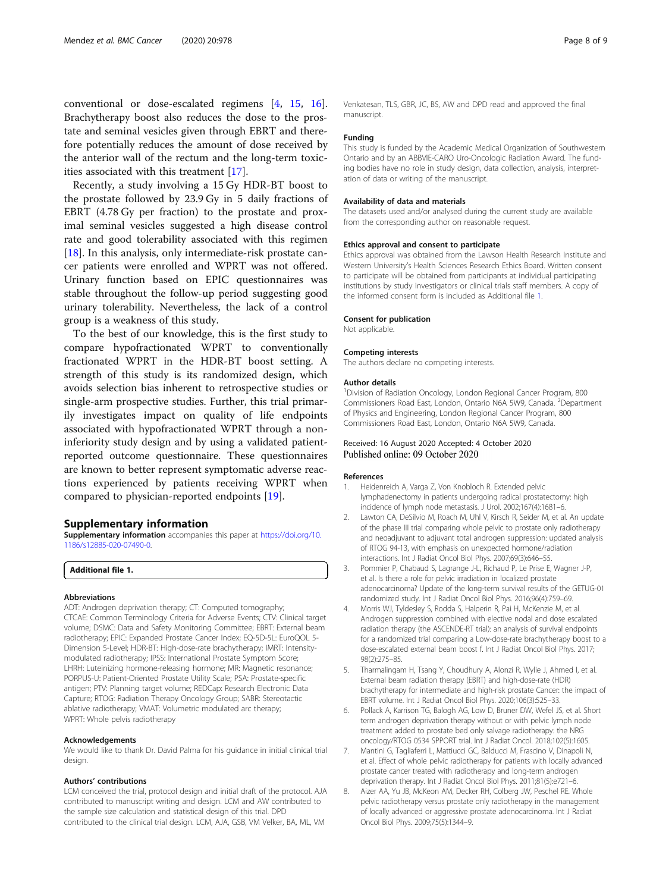conventional or dose-escalated regimens [4, 15, 16]. Brachytherapy boost also reduces the dose to the prostate and seminal vesicles given through EBRT and therefore potentially reduces the amount of dose received by the anterior wall of the rectum and the long-term toxicities associated with this treatment [17].

Recently, a study involving a 15 Gy HDR-BT boost to the prostate followed by 23.9 Gy in 5 daily fractions of EBRT (4.78 Gy per fraction) to the prostate and proximal seminal vesicles suggested a high disease control rate and good tolerability associated with this regimen [18]. In this analysis, only intermediate-risk prostate cancer patients were enrolled and WPRT was not offered. Urinary function based on EPIC questionnaires was stable throughout the follow-up period suggesting good urinary tolerability. Nevertheless, the lack of a control group is a weakness of this study.

To the best of our knowledge, this is the first study to compare hypofractionated WPRT to conventionally fractionated WPRT in the HDR-BT boost setting. A strength of this study is its randomized design, which avoids selection bias inherent to retrospective studies or single-arm prospective studies. Further, this trial primarily investigates impact on quality of life endpoints associated with hypofractionated WPRT through a non-inferiority study design and by using a validated patient-reported outcome questionnaire. These questionnaires are known to better represent symptomatic adverse reactions experienced by patients receiving WPRT when compared to physician-reported endpoints [19].

## Supplementary information

**Supplementary information** accompanies this paper at https://doi.org/10.1186/s12885-020-07490-0.

**Additional file 1.**

#### Abbreviations

ADT: Androgen deprivation therapy; CT: Computed tomography; CTCAE: Common Terminology Criteria for Adverse Events; CTV: Clinical target volume; DSMC: Data and Safety Monitoring Committee; EBRT: External beam radiotherapy; EPIC: Expanded Prostate Cancer Index; EQ-5D-5L: EuroQOL 5-Dimension 5-Level; HDR-BT: High-dose-rate brachytherapy; IMRT: Intensity-modulated radiotherapy; IPSS: International Prostate Symptom Score; LHRH: Luteinizing hormone-releasing hormone; MR: Magnetic resonance; PORPUS-U: Patient-Oriented Prostate Utility Scale; PSA: Prostate-specific antigen; PTV: Planning target volume; REDCap: Research Electronic Data Capture; RTOG: Radiation Therapy Oncology Group; SABR: Stereotactic ablative radiotherapy; VMAT: Volumetric modulated arc therapy; WPRT: Whole pelvis radiotherapy

#### Acknowledgements

We would like to thank Dr. David Palma for his guidance in initial clinical trial design.

#### Authors' contributions

LCM conceived the trial, protocol design and initial draft of the protocol. AJA contributed to manuscript writing and design. LCM and AW contributed to the sample size calculation and statistical design of this trial. DPD contributed to the clinical trial design. LCM, AJA, GSB, VM Velker, BA, ML, VM Venkatesan, TLS, GBR, JC, BS, AW and DPD read and approved the final manuscript.

#### Funding

This study is funded by the Academic Medical Organization of Southwestern Ontario and by an ABBVIE-CARO Uro-Oncologic Radiation Award. The funding bodies have no role in study design, data collection, analysis, interpretation of data or writing of the manuscript.

#### Availability of data and materials

The datasets used and/or analysed during the current study are available from the corresponding author on reasonable request.

#### Ethics approval and consent to participate

Ethics approval was obtained from the Lawson Health Research Institute and Western University's Health Sciences Research Ethics Board. Written consent to participate will be obtained from participants at individual participating institutions by study investigators or clinical trials staff members. A copy of the informed consent form is included as Additional file 1.

#### Consent for publication

Not applicable.

#### Competing interests

The authors declare no competing interests.

#### Author details

[1]Division of Radiation Oncology, London Regional Cancer Program, 800 Commissioners Road East, London, Ontario N6A 5W9, Canada. [2]Department of Physics and Engineering, London Regional Cancer Program, 800 Commissioners Road East, London, Ontario N6A 5W9, Canada.

Received: 16 August 2020 Accepted: 4 October 2020
Published online: 09 October 2020

#### References

1. Heidenreich A, Varga Z, Von Knobloch R. Extended pelvic lymphadenectomy in patients undergoing radical prostatectomy: high incidence of lymph node metastasis. J Urol. 2002;167(4):1681–6.
2. Lawton CA, DeSilvio M, Roach M, Uhl V, Kirsch R, Seider M, et al. An update of the phase III trial comparing whole pelvic to prostate only radiotherapy and neoadjuvant to adjuvant total androgen suppression: updated analysis of RTOG 94-13, with emphasis on unexpected hormone/radiation interactions. Int J Radiat Oncol Biol Phys. 2007;69(3):646–55.
3. Pommier P, Chabaud S, Lagrange J-L, Richaud P, Le Prise E, Wagner J-P, et al. Is there a role for pelvic irradiation in localized prostate adenocarcinoma? Update of the long-term survival results of the GETUG-01 randomized study. Int J Radiat Oncol Biol Phys. 2016;96(4):759–69.
4. Morris WJ, Tyldesley S, Rodda S, Halperin R, Pai H, McKenzie M, et al. Androgen suppression combined with elective nodal and dose escalated radiation therapy (the ASCENDE-RT trial): an analysis of survival endpoints for a randomized trial comparing a Low-dose-rate brachytherapy boost to a dose-escalated external beam boost f. Int J Radiat Oncol Biol Phys. 2017; 98(2):275–85.
5. Tharmalingam H, Tsang Y, Choudhury A, Alonzi R, Wylie J, Ahmed I, et al. External beam radiation therapy (EBRT) and high-dose-rate (HDR) brachytherapy for intermediate and high-risk prostate Cancer: the impact of EBRT volume. Int J Radiat Oncol Biol Phys. 2020;106(3):525–33.
6. Pollack A, Karrison TG, Balogh AG, Low D, Bruner DW, Wefel JS, et al. Short term androgen deprivation therapy without or with pelvic lymph node treatment added to prostate bed only salvage radiotherapy: the NRG oncology/RTOG 0534 SPPORT trial. Int J Radiat Oncol. 2018;102(5):1605.
7. Mantini G, Tagliaferri L, Mattiucci GC, Balducci M, Frascino V, Dinapoli N, et al. Effect of whole pelvic radiotherapy for patients with locally advanced prostate cancer treated with radiotherapy and long-term androgen deprivation therapy. Int J Radiat Oncol Biol Phys. 2011;81(5):e721–6.
8. Aizer AA, Yu JB, McKeon AM, Decker RH, Colberg JW, Peschel RE. Whole pelvic radiotherapy versus prostate only radiotherapy in the management of locally advanced or aggressive prostate adenocarcinoma. Int J Radiat Oncol Biol Phys. 2009;75(5):1344–9.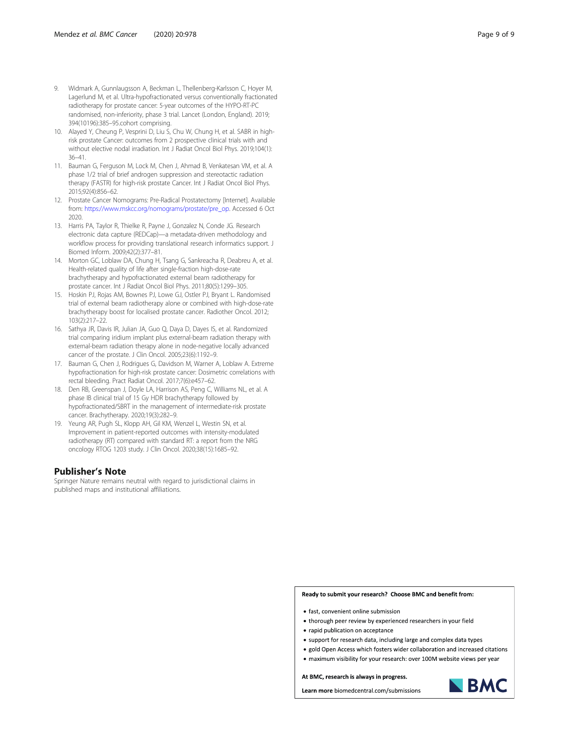9. Widmark A, Gunnlaugsson A, Beckman L, Thellenberg-Karlsson C, Hoyer M, Lagerlund M, et al. Ultra-hypofractionated versus conventionally fractionated radiotherapy for prostate cancer: 5-year outcomes of the HYPO-RT-PC randomised, non-inferiority, phase 3 trial. Lancet (London, England). 2019; 394(10196):385–95.cohort comprising.
10. Alayed Y, Cheung P, Vesprini D, Liu S, Chu W, Chung H, et al. SABR in high-risk prostate Cancer: outcomes from 2 prospective clinical trials with and without elective nodal irradiation. Int J Radiat Oncol Biol Phys. 2019;104(1): 36–41.
11. Bauman G, Ferguson M, Lock M, Chen J, Ahmad B, Venkatesan VM, et al. A phase 1/2 trial of brief androgen suppression and stereotactic radiation therapy (FASTR) for high-risk prostate Cancer. Int J Radiat Oncol Biol Phys. 2015;92(4):856–62.
12. Prostate Cancer Nomograms: Pre-Radical Prostatectomy [Internet]. Available from: https://www.mskcc.org/nomograms/prostate/pre_op. Accessed 6 Oct 2020.
13. Harris PA, Taylor R, Thielke R, Payne J, Gonzalez N, Conde JG. Research electronic data capture (REDCap)—a metadata-driven methodology and workflow process for providing translational research informatics support. J Biomed Inform. 2009;42(2):377–81.
14. Morton GC, Loblaw DA, Chung H, Tsang G, Sankreacha R, Deabreu A, et al. Health-related quality of life after single-fraction high-dose-rate brachytherapy and hypofractionated external beam radiotherapy for prostate cancer. Int J Radiat Oncol Biol Phys. 2011;80(5):1299–305.
15. Hoskin PJ, Rojas AM, Bownes PJ, Lowe GJ, Ostler PJ, Bryant L. Randomised trial of external beam radiotherapy alone or combined with high-dose-rate brachytherapy boost for localised prostate cancer. Radiother Oncol. 2012; 103(2):217–22.
16. Sathya JR, Davis IR, Julian JA, Guo Q, Daya D, Dayes IS, et al. Randomized trial comparing iridium implant plus external-beam radiation therapy with external-beam radiation therapy alone in node-negative locally advanced cancer of the prostate. J Clin Oncol. 2005;23(6):1192–9.
17. Bauman G, Chen J, Rodrigues G, Davidson M, Warner A, Loblaw A. Extreme hypofractionation for high-risk prostate cancer: Dosimetric correlations with rectal bleeding. Pract Radiat Oncol. 2017;7(6):e457–62.
18. Den RB, Greenspan J, Doyle LA, Harrison AS, Peng C, Williams NL, et al. A phase IB clinical trial of 15 Gy HDR brachytherapy followed by hypofractionated/SBRT in the management of intermediate-risk prostate cancer. Brachytherapy. 2020;19(3):282–9.
19. Yeung AR, Pugh SL, Klopp AH, Gil KM, Wenzel L, Westin SN, et al. Improvement in patient-reported outcomes with intensity-modulated radiotherapy (RT) compared with standard RT: a report from the NRG oncology RTOG 1203 study. J Clin Oncol. 2020;38(15):1685–92.

## Publisher's Note

Springer Nature remains neutral with regard to jurisdictional claims in published maps and institutional affiliations.

**Ready to submit your research? Choose BMC and benefit from:**

- fast, convenient online submission
- thorough peer review by experienced researchers in your field
- rapid publication on acceptance
- support for research data, including large and complex data types
- gold Open Access which fosters wider collaboration and increased citations
- maximum visibility for your research: over 100M website views per year

**At BMC, research is always in progress.**

**Learn more** biomedcentral.com/submissions

BMC